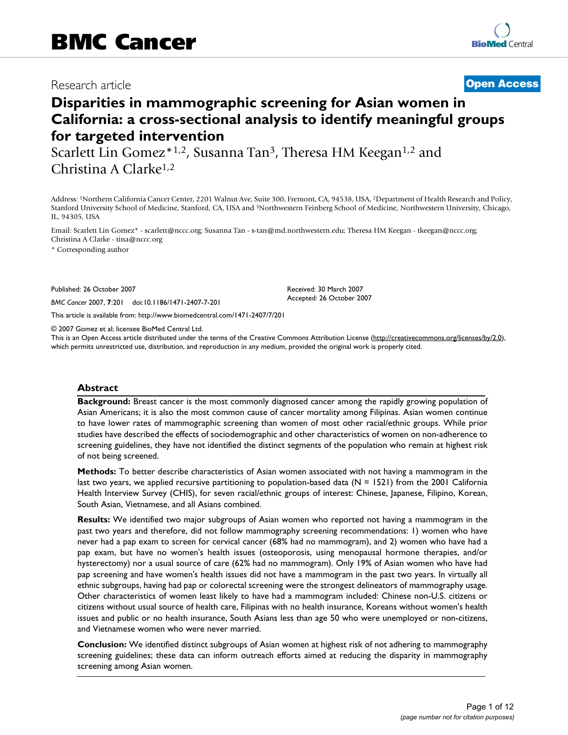# BMC Cancer

Research article

**Open Access**

# Disparities in mammographic screening for Asian women in California: a cross-sectional analysis to identify meaningful groups for targeted intervention

Scarlett Lin Gomez*[1,2], Susanna Tan[3], Theresa HM Keegan[1,2] and Christina A Clarke[1,2]

Address: [1]Northern California Cancer Center, 2201 Walnut Ave, Suite 300, Fremont, CA, 94538, USA, [2]Department of Health Research and Policy, Stanford University School of Medicine, Stanford, CA, USA and [3]Northwestern Feinberg School of Medicine, Northwestern University, Chicago, IL, 94305, USA

Email: Scarlett Lin Gomez* - scarlett@nccc.org; Susanna Tan - s-tan@md.northwestern.edu; Theresa HM Keegan - tkeegan@nccc.org; Christina A Clarke - tina@nccc.org

* Corresponding author

Published: 26 October 2007

*BMC Cancer* 2007, **7**:201 doi:10.1186/1471-2407-7-201

Received: 30 March 2007
Accepted: 26 October 2007

This article is available from: http://www.biomedcentral.com/1471-2407/7/201

© 2007 Gomez et al; licensee BioMed Central Ltd.
This is an Open Access article distributed under the terms of the Creative Commons Attribution License (http://creativecommons.org/licenses/by/2.0), which permits unrestricted use, distribution, and reproduction in any medium, provided the original work is properly cited.

## Abstract

**Background:** Breast cancer is the most commonly diagnosed cancer among the rapidly growing population of Asian Americans; it is also the most common cause of cancer mortality among Filipinas. Asian women continue to have lower rates of mammographic screening than women of most other racial/ethnic groups. While prior studies have described the effects of sociodemographic and other characteristics of women on non-adherence to screening guidelines, they have not identified the distinct segments of the population who remain at highest risk of not being screened.

**Methods:** To better describe characteristics of Asian women associated with not having a mammogram in the last two years, we applied recursive partitioning to population-based data (N = 1521) from the 2001 California Health Interview Survey (CHIS), for seven racial/ethnic groups of interest: Chinese, Japanese, Filipino, Korean, South Asian, Vietnamese, and all Asians combined.

**Results:** We identified two major subgroups of Asian women who reported not having a mammogram in the past two years and therefore, did not follow mammography screening recommendations: 1) women who have never had a pap exam to screen for cervical cancer (68% had no mammogram), and 2) women who have had a pap exam, but have no women's health issues (osteoporosis, using menopausal hormone therapies, and/or hysterectomy) nor a usual source of care (62% had no mammogram). Only 19% of Asian women who have had pap screening and have women's health issues did not have a mammogram in the past two years. In virtually all ethnic subgroups, having had pap or colorectal screening were the strongest delineators of mammography usage. Other characteristics of women least likely to have had a mammogram included: Chinese non-U.S. citizens or citizens without usual source of health care, Filipinas with no health insurance, Koreans without women's health issues and public or no health insurance, South Asians less than age 50 who were unemployed or non-citizens, and Vietnamese women who were never married.

**Conclusion:** We identified distinct subgroups of Asian women at highest risk of not adhering to mammography screening guidelines; these data can inform outreach efforts aimed at reducing the disparity in mammography screening among Asian women.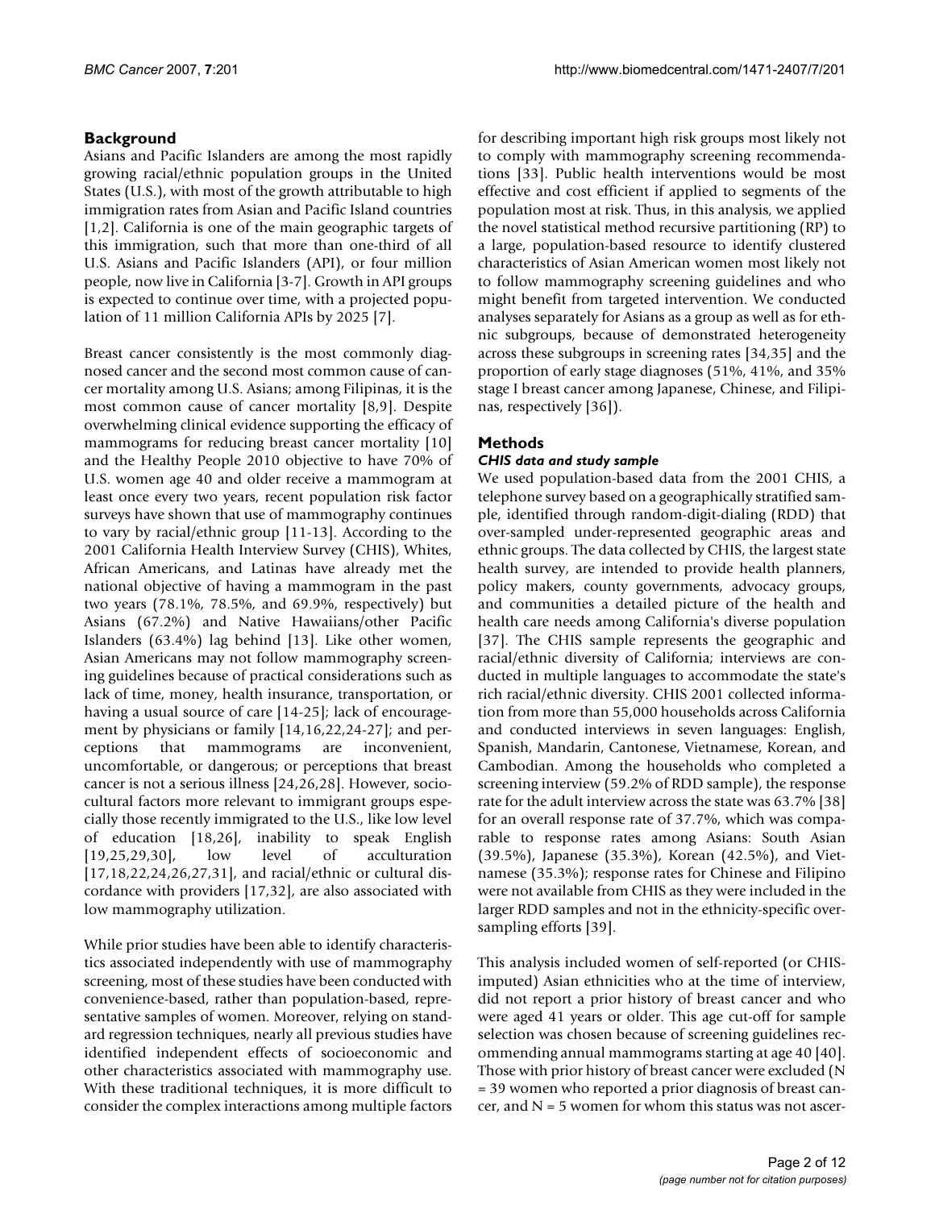## Background

Asians and Pacific Islanders are among the most rapidly growing racial/ethnic population groups in the United States (U.S.), with most of the growth attributable to high immigration rates from Asian and Pacific Island countries [1,2]. California is one of the main geographic targets of this immigration, such that more than one-third of all U.S. Asians and Pacific Islanders (API), or four million people, now live in California [3-7]. Growth in API groups is expected to continue over time, with a projected population of 11 million California APIs by 2025 [7].

Breast cancer consistently is the most commonly diagnosed cancer and the second most common cause of cancer mortality among U.S. Asians; among Filipinas, it is the most common cause of cancer mortality [8,9]. Despite overwhelming clinical evidence supporting the efficacy of mammograms for reducing breast cancer mortality [10] and the Healthy People 2010 objective to have 70% of U.S. women age 40 and older receive a mammogram at least once every two years, recent population risk factor surveys have shown that use of mammography continues to vary by racial/ethnic group [11-13]. According to the 2001 California Health Interview Survey (CHIS), Whites, African Americans, and Latinas have already met the national objective of having a mammogram in the past two years (78.1%, 78.5%, and 69.9%, respectively) but Asians (67.2%) and Native Hawaiians/other Pacific Islanders (63.4%) lag behind [13]. Like other women, Asian Americans may not follow mammography screening guidelines because of practical considerations such as lack of time, money, health insurance, transportation, or having a usual source of care [14-25]; lack of encouragement by physicians or family [14,16,22,24-27]; and perceptions that mammograms are inconvenient, uncomfortable, or dangerous; or perceptions that breast cancer is not a serious illness [24,26,28]. However, sociocultural factors more relevant to immigrant groups especially those recently immigrated to the U.S., like low level of education [18,26], inability to speak English [19,25,29,30], low level of acculturation [17,18,22,24,26,27,31], and racial/ethnic or cultural discordance with providers [17,32], are also associated with low mammography utilization.

While prior studies have been able to identify characteristics associated independently with use of mammography screening, most of these studies have been conducted with convenience-based, rather than population-based, representative samples of women. Moreover, relying on standard regression techniques, nearly all previous studies have identified independent effects of socioeconomic and other characteristics associated with mammography use. With these traditional techniques, it is more difficult to consider the complex interactions among multiple factors for describing important high risk groups most likely not to comply with mammography screening recommendations [33]. Public health interventions would be most effective and cost efficient if applied to segments of the population most at risk. Thus, in this analysis, we applied the novel statistical method recursive partitioning (RP) to a large, population-based resource to identify clustered characteristics of Asian American women most likely not to follow mammography screening guidelines and who might benefit from targeted intervention. We conducted analyses separately for Asians as a group as well as for ethnic subgroups, because of demonstrated heterogeneity across these subgroups in screening rates [34,35] and the proportion of early stage diagnoses (51%, 41%, and 35% stage I breast cancer among Japanese, Chinese, and Filipinas, respectively [36]).

## Methods

### *CHIS data and study sample*

We used population-based data from the 2001 CHIS, a telephone survey based on a geographically stratified sample, identified through random-digit-dialing (RDD) that over-sampled under-represented geographic areas and ethnic groups. The data collected by CHIS, the largest state health survey, are intended to provide health planners, policy makers, county governments, advocacy groups, and communities a detailed picture of the health and health care needs among California's diverse population [37]. The CHIS sample represents the geographic and racial/ethnic diversity of California; interviews are conducted in multiple languages to accommodate the state's rich racial/ethnic diversity. CHIS 2001 collected information from more than 55,000 households across California and conducted interviews in seven languages: English, Spanish, Mandarin, Cantonese, Vietnamese, Korean, and Cambodian. Among the households who completed a screening interview (59.2% of RDD sample), the response rate for the adult interview across the state was 63.7% [38] for an overall response rate of 37.7%, which was comparable to response rates among Asians: South Asian (39.5%), Japanese (35.3%), Korean (42.5%), and Vietnamese (35.3%); response rates for Chinese and Filipino were not available from CHIS as they were included in the larger RDD samples and not in the ethnicity-specific oversampling efforts [39].

This analysis included women of self-reported (or CHIS-imputed) Asian ethnicities who at the time of interview, did not report a prior history of breast cancer and who were aged 41 years or older. This age cut-off for sample selection was chosen because of screening guidelines recommending annual mammograms starting at age 40 [40]. Those with prior history of breast cancer were excluded (N = 39 women who reported a prior diagnosis of breast cancer, and N = 5 women for whom this status was not ascer-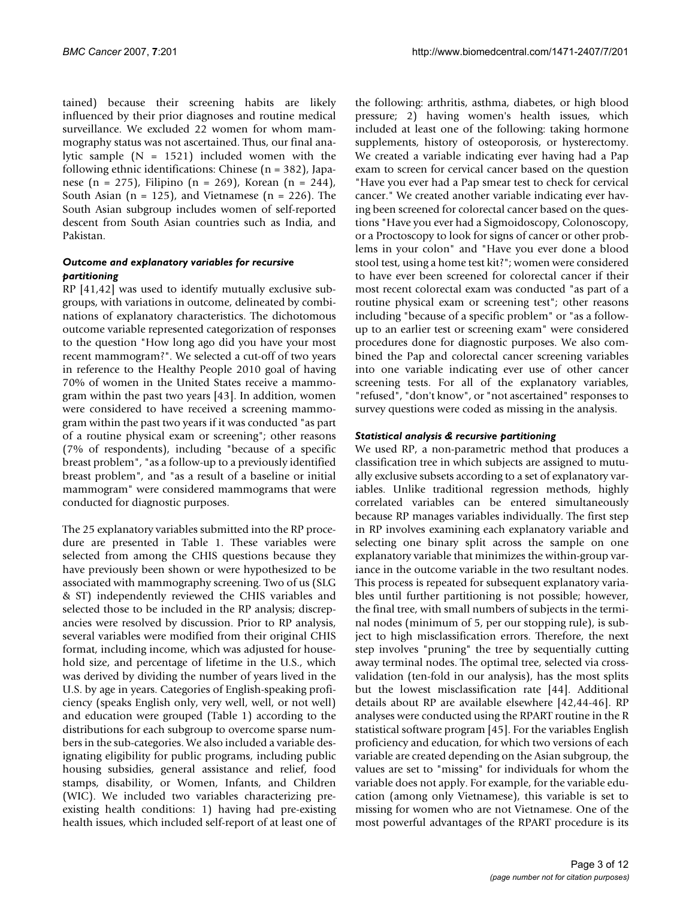tained) because their screening habits are likely influenced by their prior diagnoses and routine medical surveillance. We excluded 22 women for whom mammography status was not ascertained. Thus, our final analytic sample (N = 1521) included women with the following ethnic identifications: Chinese (n = 382), Japanese (n = 275), Filipino (n = 269), Korean (n = 244), South Asian (n = 125), and Vietnamese (n = 226). The South Asian subgroup includes women of self-reported descent from South Asian countries such as India, and Pakistan.

### *Outcome and explanatory variables for recursive partitioning*

RP [41,42] was used to identify mutually exclusive subgroups, with variations in outcome, delineated by combinations of explanatory characteristics. The dichotomous outcome variable represented categorization of responses to the question "How long ago did you have your most recent mammogram?". We selected a cut-off of two years in reference to the Healthy People 2010 goal of having 70% of women in the United States receive a mammogram within the past two years [43]. In addition, women were considered to have received a screening mammogram within the past two years if it was conducted "as part of a routine physical exam or screening"; other reasons (7% of respondents), including "because of a specific breast problem", "as a follow-up to a previously identified breast problem", and "as a result of a baseline or initial mammogram" were considered mammograms that were conducted for diagnostic purposes.

The 25 explanatory variables submitted into the RP procedure are presented in Table 1. These variables were selected from among the CHIS questions because they have previously been shown or were hypothesized to be associated with mammography screening. Two of us (SLG & ST) independently reviewed the CHIS variables and selected those to be included in the RP analysis; discrepancies were resolved by discussion. Prior to RP analysis, several variables were modified from their original CHIS format, including income, which was adjusted for household size, and percentage of lifetime in the U.S., which was derived by dividing the number of years lived in the U.S. by age in years. Categories of English-speaking proficiency (speaks English only, very well, well, or not well) and education were grouped (Table 1) according to the distributions for each subgroup to overcome sparse numbers in the sub-categories. We also included a variable designating eligibility for public programs, including public housing subsidies, general assistance and relief, food stamps, disability, or Women, Infants, and Children (WIC). We included two variables characterizing pre-existing health conditions: 1) having had pre-existing health issues, which included self-report of at least one of the following: arthritis, asthma, diabetes, or high blood pressure; 2) having women's health issues, which included at least one of the following: taking hormone supplements, history of osteoporosis, or hysterectomy. We created a variable indicating ever having had a Pap exam to screen for cervical cancer based on the question "Have you ever had a Pap smear test to check for cervical cancer." We created another variable indicating ever having been screened for colorectal cancer based on the questions "Have you ever had a Sigmoidoscopy, Colonoscopy, or a Proctoscopy to look for signs of cancer or other problems in your colon" and "Have you ever done a blood stool test, using a home test kit?"; women were considered to have ever been screened for colorectal cancer if their most recent colorectal exam was conducted "as part of a routine physical exam or screening test"; other reasons including "because of a specific problem" or "as a follow-up to an earlier test or screening exam" were considered procedures done for diagnostic purposes. We also combined the Pap and colorectal cancer screening variables into one variable indicating ever use of other cancer screening tests. For all of the explanatory variables, "refused", "don't know", or "not ascertained" responses to survey questions were coded as missing in the analysis.

### *Statistical analysis & recursive partitioning*

We used RP, a non-parametric method that produces a classification tree in which subjects are assigned to mutually exclusive subsets according to a set of explanatory variables. Unlike traditional regression methods, highly correlated variables can be entered simultaneously because RP manages variables individually. The first step in RP involves examining each explanatory variable and selecting one binary split across the sample on one explanatory variable that minimizes the within-group variance in the outcome variable in the two resultant nodes. This process is repeated for subsequent explanatory variables until further partitioning is not possible; however, the final tree, with small numbers of subjects in the terminal nodes (minimum of 5, per our stopping rule), is subject to high misclassification errors. Therefore, the next step involves "pruning" the tree by sequentially cutting away terminal nodes. The optimal tree, selected via cross-validation (ten-fold in our analysis), has the most splits but the lowest misclassification rate [44]. Additional details about RP are available elsewhere [42,44-46]. RP analyses were conducted using the RPART routine in the R statistical software program [45]. For the variables English proficiency and education, for which two versions of each variable are created depending on the Asian subgroup, the values are set to "missing" for individuals for whom the variable does not apply. For example, for the variable education (among only Vietnamese), this variable is set to missing for women who are not Vietnamese. One of the most powerful advantages of the RPART procedure is its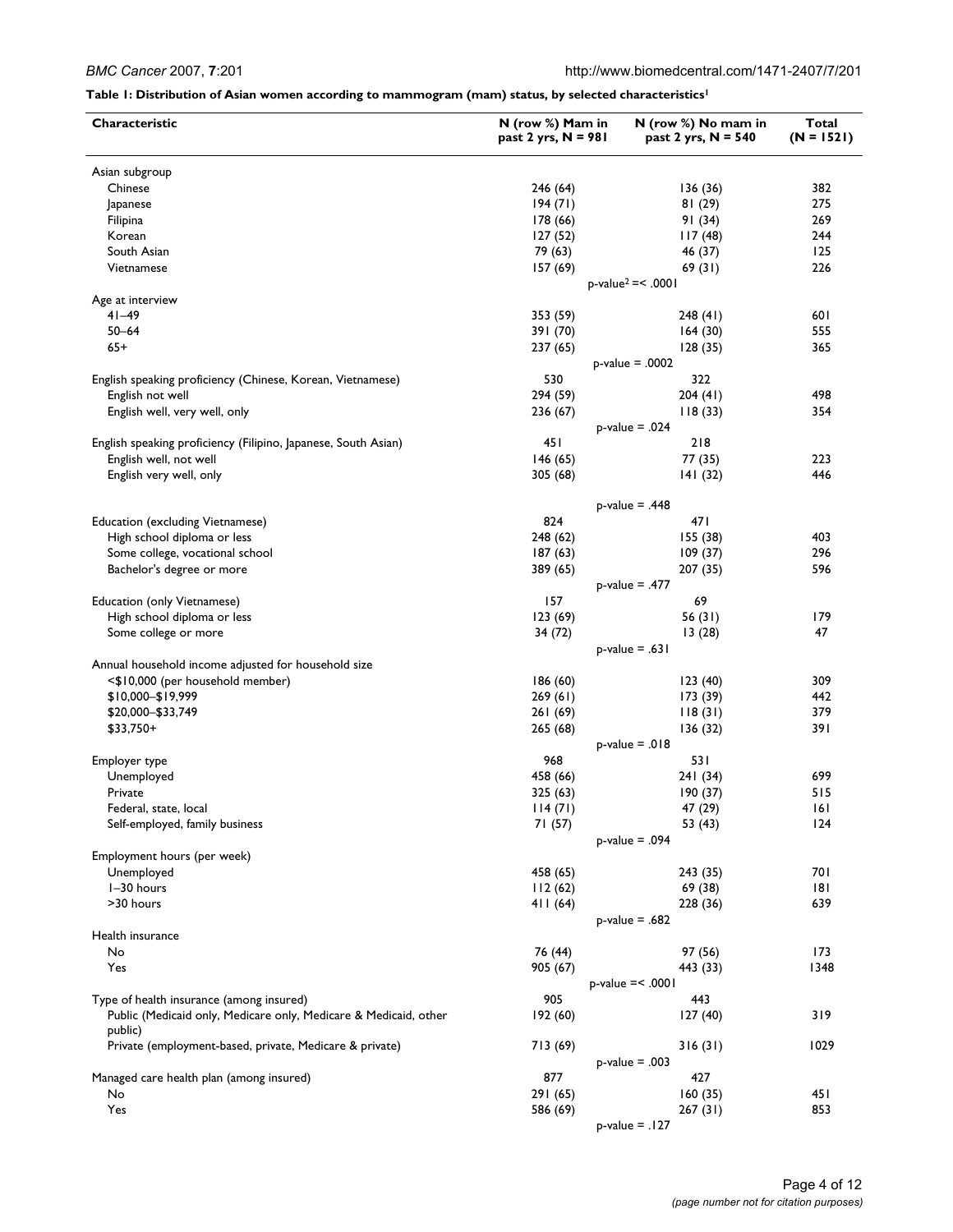**Table 1: Distribution of Asian women according to mammogram (mam) status, by selected characteristics[1]**

| Characteristic | N (row %) Mam in past 2 yrs, N = 981 | N (row %) No mam in past 2 yrs, N = 540 | Total (N = 1521) |
|---|---|---|---|
| Asian subgroup | | | |
| Chinese | 246 (64) | 136 (36) | 382 |
| Japanese | 194 (71) | 81 (29) | 275 |
| Filipina | 178 (66) | 91 (34) | 269 |
| Korean | 127 (52) | 117 (48) | 244 |
| South Asian | 79 (63) | 46 (37) | 125 |
| Vietnamese | 157 (69) | 69 (31) | 226 |
| | p-value[2] =< .0001 | | |
| Age at interview | | | |
| 41–49 | 353 (59) | 248 (41) | 601 |
| 50–64 | 391 (70) | 164 (30) | 555 |
| 65+ | 237 (65) | 128 (35) | 365 |
| | p-value = .0002 | | |
| English speaking proficiency (Chinese, Korean, Vietnamese) | 530 | 322 | |
| English not well | 294 (59) | 204 (41) | 498 |
| English well, very well, only | 236 (67) | 118 (33) | 354 |
| | p-value = .024 | | |
| English speaking proficiency (Filipino, Japanese, South Asian) | 451 | 218 | |
| English well, not well | 146 (65) | 77 (35) | 223 |
| English very well, only | 305 (68) | 141 (32) | 446 |
| | p-value = .448 | | |
| Education (excluding Vietnamese) | 824 | 471 | |
| High school diploma or less | 248 (62) | 155 (38) | 403 |
| Some college, vocational school | 187 (63) | 109 (37) | 296 |
| Bachelor's degree or more | 389 (65) | 207 (35) | 596 |
| | p-value = .477 | | |
| Education (only Vietnamese) | 157 | 69 | |
| High school diploma or less | 123 (69) | 56 (31) | 179 |
| Some college or more | 34 (72) | 13 (28) | 47 |
| | p-value = .631 | | |
| Annual household income adjusted for household size | | | |
| <$10,000 (per household member) | 186 (60) | 123 (40) | 309 |
| $10,000–$19,999 | 269 (61) | 173 (39) | 442 |
| $20,000–$33,749 | 261 (69) | 118 (31) | 379 |
| $33,750+ | 265 (68) | 136 (32) | 391 |
| | p-value = .018 | | |
| Employer type | 968 | 531 | |
| Unemployed | 458 (66) | 241 (34) | 699 |
| Private | 325 (63) | 190 (37) | 515 |
| Federal, state, local | 114 (71) | 47 (29) | 161 |
| Self-employed, family business | 71 (57) | 53 (43) | 124 |
| | p-value = .094 | | |
| Employment hours (per week) | | | |
| Unemployed | 458 (65) | 243 (35) | 701 |
| 1–30 hours | 112 (62) | 69 (38) | 181 |
| >30 hours | 411 (64) | 228 (36) | 639 |
| | p-value = .682 | | |
| Health insurance | | | |
| No | 76 (44) | 97 (56) | 173 |
| Yes | 905 (67) | 443 (33) | 1348 |
| | p-value =< .0001 | | |
| Type of health insurance (among insured) | 905 | 443 | |
| Public (Medicaid only, Medicare only, Medicare & Medicaid, other public) | 192 (60) | 127 (40) | 319 |
| Private (employment-based, private, Medicare & private) | 713 (69) | 316 (31) | 1029 |
| | p-value = .003 | | |
| Managed care health plan (among insured) | 877 | 427 | |
| No | 291 (65) | 160 (35) | 451 |
| Yes | 586 (69) | 267 (31) | 853 |
| | p-value = .127 | | |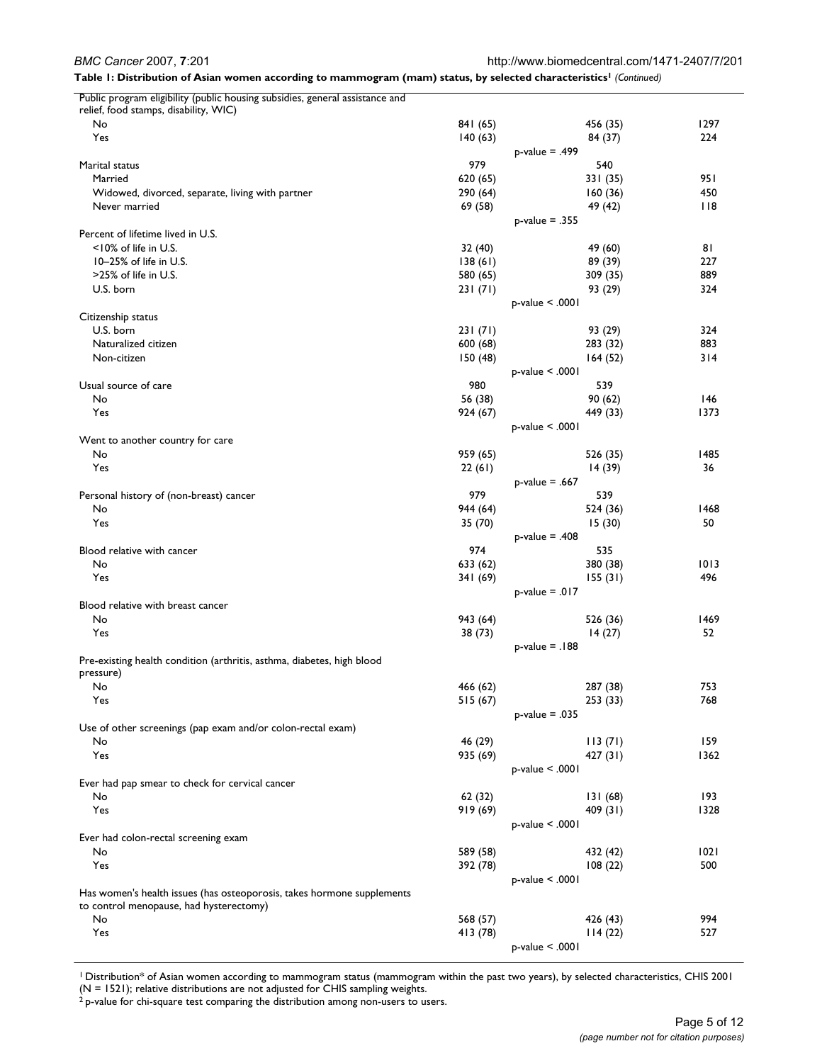**Table 1: Distribution of Asian women according to mammogram (mam) status, by selected characteristics[1]** *(Continued)*

| | | | |
|---|---|---|---|
| Public program eligibility (public housing subsidies, general assistance and relief, food stamps, disability, WIC) | | | |
| No | 841 (65) | 456 (35) | 1297 |
| Yes | 140 (63) | 84 (37) | 224 |
| | p-value = .499 | | |
| Marital status | 979 | 540 | |
| Married | 620 (65) | 331 (35) | 951 |
| Widowed, divorced, separate, living with partner | 290 (64) | 160 (36) | 450 |
| Never married | 69 (58) | 49 (42) | 118 |
| | p-value = .355 | | |
| Percent of lifetime lived in U.S. | | | |
| <10% of life in U.S. | 32 (40) | 49 (60) | 81 |
| 10–25% of life in U.S. | 138 (61) | 89 (39) | 227 |
| >25% of life in U.S. | 580 (65) | 309 (35) | 889 |
| U.S. born | 231 (71) | 93 (29) | 324 |
| | p-value < .0001 | | |
| Citizenship status | | | |
| U.S. born | 231 (71) | 93 (29) | 324 |
| Naturalized citizen | 600 (68) | 283 (32) | 883 |
| Non-citizen | 150 (48) | 164 (52) | 314 |
| | p-value < .0001 | | |
| Usual source of care | 980 | 539 | |
| No | 56 (38) | 90 (62) | 146 |
| Yes | 924 (67) | 449 (33) | 1373 |
| | p-value < .0001 | | |
| Went to another country for care | | | |
| No | 959 (65) | 526 (35) | 1485 |
| Yes | 22 (61) | 14 (39) | 36 |
| | p-value = .667 | | |
| Personal history of (non-breast) cancer | 979 | 539 | |
| No | 944 (64) | 524 (36) | 1468 |
| Yes | 35 (70) | 15 (30) | 50 |
| | p-value = .408 | | |
| Blood relative with cancer | 974 | 535 | |
| No | 633 (62) | 380 (38) | 1013 |
| Yes | 341 (69) | 155 (31) | 496 |
| | p-value = .017 | | |
| Blood relative with breast cancer | | | |
| No | 943 (64) | 526 (36) | 1469 |
| Yes | 38 (73) | 14 (27) | 52 |
| | p-value = .188 | | |
| Pre-existing health condition (arthritis, asthma, diabetes, high blood pressure) | | | |
| No | 466 (62) | 287 (38) | 753 |
| Yes | 515 (67) | 253 (33) | 768 |
| | p-value = .035 | | |
| Use of other screenings (pap exam and/or colon-rectal exam) | | | |
| No | 46 (29) | 113 (71) | 159 |
| Yes | 935 (69) | 427 (31) | 1362 |
| | p-value < .0001 | | |
| Ever had pap smear to check for cervical cancer | | | |
| No | 62 (32) | 131 (68) | 193 |
| Yes | 919 (69) | 409 (31) | 1328 |
| | p-value < .0001 | | |
| Ever had colon-rectal screening exam | | | |
| No | 589 (58) | 432 (42) | 1021 |
| Yes | 392 (78) | 108 (22) | 500 |
| | p-value < .0001 | | |
| Has women's health issues (has osteoporosis, takes hormone supplements to control menopause, had hysterectomy) | | | |
| No | 568 (57) | 426 (43) | 994 |
| Yes | 413 (78) | 114 (22) | 527 |
| | p-value < .0001 | | |

[1] Distribution* of Asian women according to mammogram status (mammogram within the past two years), by selected characteristics, CHIS 2001 (N = 1521); relative distributions are not adjusted for CHIS sampling weights.

[2] p-value for chi-square test comparing the distribution among non-users to users.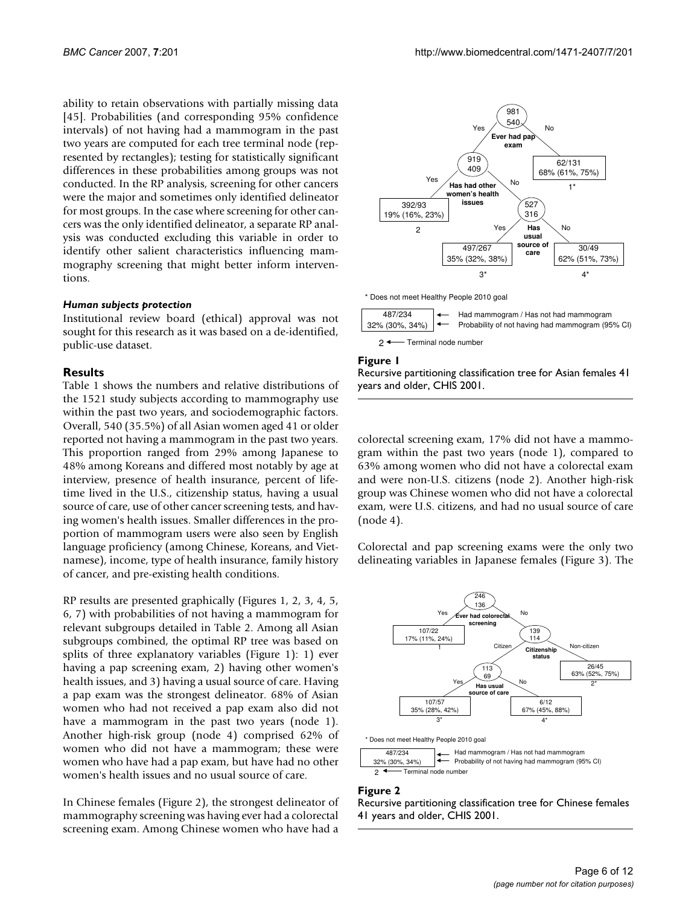ability to retain observations with partially missing data [45]. Probabilities (and corresponding 95% confidence intervals) of not having had a mammogram in the past two years are computed for each tree terminal node (represented by rectangles); testing for statistically significant differences in these probabilities among groups was not conducted. In the RP analysis, screening for other cancers were the major and sometimes only identified delineator for most groups. In the case where screening for other cancers was the only identified delineator, a separate RP analysis was conducted excluding this variable in order to identify other salient characteristics influencing mammography screening that might better inform interventions.

#### *Human subjects protection*

Institutional review board (ethical) approval was not sought for this research as it was based on a de-identified, public-use dataset.

## Results

Table 1 shows the numbers and relative distributions of the 1521 study subjects according to mammography use within the past two years, and sociodemographic factors. Overall, 540 (35.5%) of all Asian women aged 41 or older reported not having a mammogram in the past two years. This proportion ranged from 29% among Japanese to 48% among Koreans and differed most notably by age at interview, presence of health insurance, percent of lifetime lived in the U.S., citizenship status, having a usual source of care, use of other cancer screening tests, and having women's health issues. Smaller differences in the proportion of mammogram users were also seen by English language proficiency (among Chinese, Koreans, and Vietnamese), income, type of health insurance, family history of cancer, and pre-existing health conditions.

RP results are presented graphically (Figures 1, 2, 3, 4, 5, 6, 7) with probabilities of not having a mammogram for relevant subgroups detailed in Table 2. Among all Asian subgroups combined, the optimal RP tree was based on splits of three explanatory variables (Figure 1): 1) ever having a pap screening exam, 2) having other women's health issues, and 3) having a usual source of care. Having a pap exam was the strongest delineator. 68% of Asian women who had not received a pap exam also did not have a mammogram in the past two years (node 1). Another high-risk group (node 4) comprised 62% of women who did not have a mammogram; these were women who have had a pap exam, but have had no other women's health issues and no usual source of care.

In Chinese females (Figure 2), the strongest delineator of mammography screening was having ever had a colorectal screening exam. Among Chinese women who have had a colorectal screening exam, 17% did not have a mammogram within the past two years (node 1), compared to 63% among women who did not have a colorectal exam and were non-U.S. citizens (node 2). Another high-risk group was Chinese women who did not have a colorectal exam, were U.S. citizens, and had no usual source of care (node 4).

Colorectal and pap screening exams were the only two delineating variables in Japanese females (Figure 3). The

**Figure 1**
Recursive partitioning classification tree for Asian females 41 years and older, CHIS 2001.

**Figure 2**
Recursive partitioning classification tree for Chinese females 41 years and older, CHIS 2001.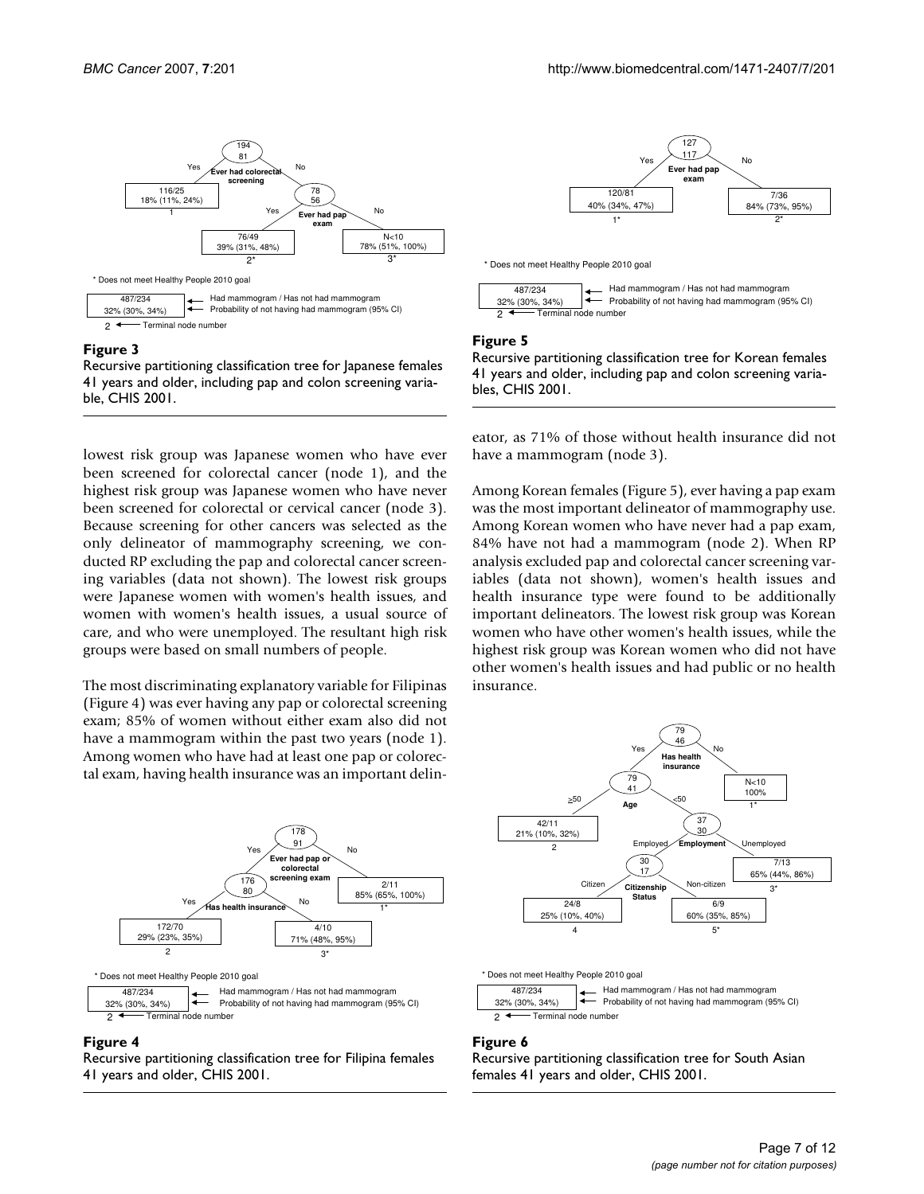**Figure 3**

Recursive partitioning classification tree for Japanese females 41 years and older, including pap and colon screening variable, CHIS 2001.

**Figure 5**

Recursive partitioning classification tree for Korean females 41 years and older, including pap and colon screening variables, CHIS 2001.

lowest risk group was Japanese women who have ever been screened for colorectal cancer (node 1), and the highest risk group was Japanese women who have never been screened for colorectal or cervical cancer (node 3). Because screening for other cancers was selected as the only delineator of mammography screening, we conducted RP excluding the pap and colorectal cancer screening variables (data not shown). The lowest risk groups were Japanese women with women's health issues, and women with women's health issues, a usual source of care, and who were unemployed. The resultant high risk groups were based on small numbers of people.

The most discriminating explanatory variable for Filipinas (Figure 4) was ever having any pap or colorectal screening exam; 85% of women without either exam also did not have a mammogram within the past two years (node 1). Among women who have had at least one pap or colorectal exam, having health insurance was an important delineator, as 71% of those without health insurance did not have a mammogram (node 3).

Among Korean females (Figure 5), ever having a pap exam was the most important delineator of mammography use. Among Korean women who have never had a pap exam, 84% have not had a mammogram (node 2). When RP analysis excluded pap and colorectal cancer screening variables (data not shown), women's health issues and health insurance type were found to be additionally important delineators. The lowest risk group was Korean women who have other women's health issues, while the highest risk group was Korean women who did not have other women's health issues and had public or no health insurance.

**Figure 4**

Recursive partitioning classification tree for Filipina females 41 years and older, CHIS 2001.

**Figure 6**

Recursive partitioning classification tree for South Asian females 41 years and older, CHIS 2001.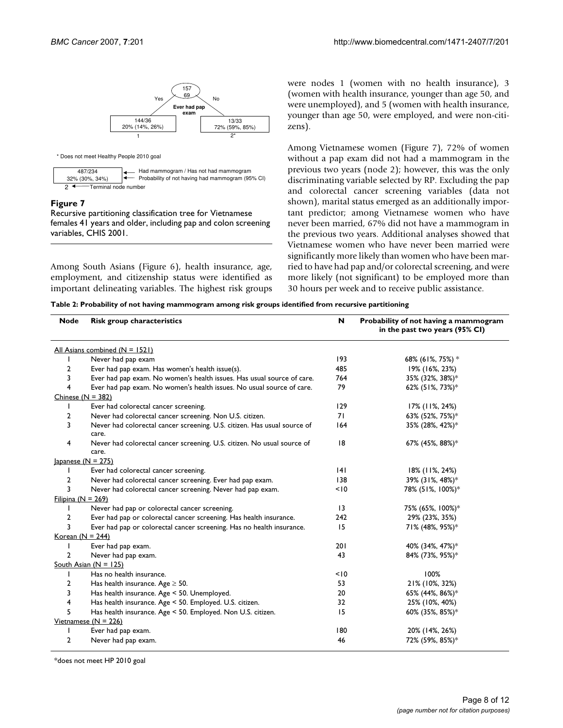157
69

Yes — Ever had pap exam — No

| 144/36 20% (14%, 26%) | 13/33 72% (59%, 85%) |
|---|---|
| 1 | 2* |

\* Does not meet Healthy People 2010 goal

487/234 ← Had mammogram / Has not had mammogram
32% (30%, 34%) ← Probability of not having had mammogram (95% CI)
2 ← Terminal node number

**Figure 7**
Recursive partitioning classification tree for Vietnamese females 41 years and older, including pap and colon screening variables, CHIS 2001.

Among South Asians (Figure 6), health insurance, age, employment, and citizenship status were identified as important delineating variables. The highest risk groups were nodes 1 (women with no health insurance), 3 (women with health insurance, younger than age 50, and were unemployed), and 5 (women with health insurance, younger than age 50, were employed, and were non-citizens).

Among Vietnamese women (Figure 7), 72% of women without a pap exam did not had a mammogram in the previous two years (node 2); however, this was the only discriminating variable selected by RP. Excluding the pap and colorectal cancer screening variables (data not shown), marital status emerged as an additionally important predictor; among Vietnamese women who have never been married, 67% did not have a mammogram in the previous two years. Additional analyses showed that Vietnamese women who have never been married were significantly more likely than women who have been married to have had pap and/or colorectal screening, and were more likely (not significant) to be employed more than 30 hours per week and to receive public assistance.

**Table 2: Probability of not having mammogram among risk groups identified from recursive partitioning**

| Node | Risk group characteristics | N | Probability of not having a mammogram in the past two years (95% CI) |
|---|---|---|---|
| All Asians combined (N = 1521) | | | |
| 1 | Never had pap exam | 193 | 68% (61%, 75%) * |
| 2 | Ever had pap exam. Has women's health issue(s). | 485 | 19% (16%, 23%) |
| 3 | Ever had pap exam. No women's health issues. Has usual source of care. | 764 | 35% (32%, 38%)* |
| 4 | Ever had pap exam. No women's health issues. No usual source of care. | 79 | 62% (51%, 73%)* |
| Chinese (N = 382) | | | |
| 1 | Ever had colorectal cancer screening. | 129 | 17% (11%, 24%) |
| 2 | Never had colorectal cancer screening. Non U.S. citizen. | 71 | 63% (52%, 75%)* |
| 3 | Never had colorectal cancer screening. U.S. citizen. Has usual source of care. | 164 | 35% (28%, 42%)* |
| 4 | Never had colorectal cancer screening. U.S. citizen. No usual source of care. | 18 | 67% (45%, 88%)* |
| Japanese (N = 275) | | | |
| 1 | Ever had colorectal cancer screening. | 141 | 18% (11%, 24%) |
| 2 | Never had colorectal cancer screening. Ever had pap exam. | 138 | 39% (31%, 48%)* |
| 3 | Never had colorectal cancer screening. Never had pap exam. | <10 | 78% (51%, 100%)* |
| Filipina (N = 269) | | | |
| 1 | Never had pap or colorectal cancer screening. | 13 | 75% (65%, 100%)* |
| 2 | Ever had pap or colorectal cancer screening. Has health insurance. | 242 | 29% (23%, 35%) |
| 3 | Ever had pap or colorectal cancer screening. Has no health insurance. | 15 | 71% (48%, 95%)* |
| Korean (N = 244) | | | |
| 1 | Ever had pap exam. | 201 | 40% (34%, 47%)* |
| 2 | Never had pap exam. | 43 | 84% (73%, 95%)* |
| South Asian (N = 125) | | | |
| 1 | Has no health insurance. | <10 | 100% |
| 2 | Has health insurance. Age ≥ 50. | 53 | 21% (10%, 32%) |
| 3 | Has health insurance. Age < 50. Unemployed. | 20 | 65% (44%, 86%)* |
| 4 | Has health insurance. Age < 50. Employed. U.S. citizen. | 32 | 25% (10%, 40%) |
| 5 | Has health insurance. Age < 50. Employed. Non U.S. citizen. | 15 | 60% (35%, 85%)* |
| Vietnamese (N = 226) | | | |
| 1 | Ever had pap exam. | 180 | 20% (14%, 26%) |
| 2 | Never had pap exam. | 46 | 72% (59%, 85%)* |

*does not meet HP 2010 goal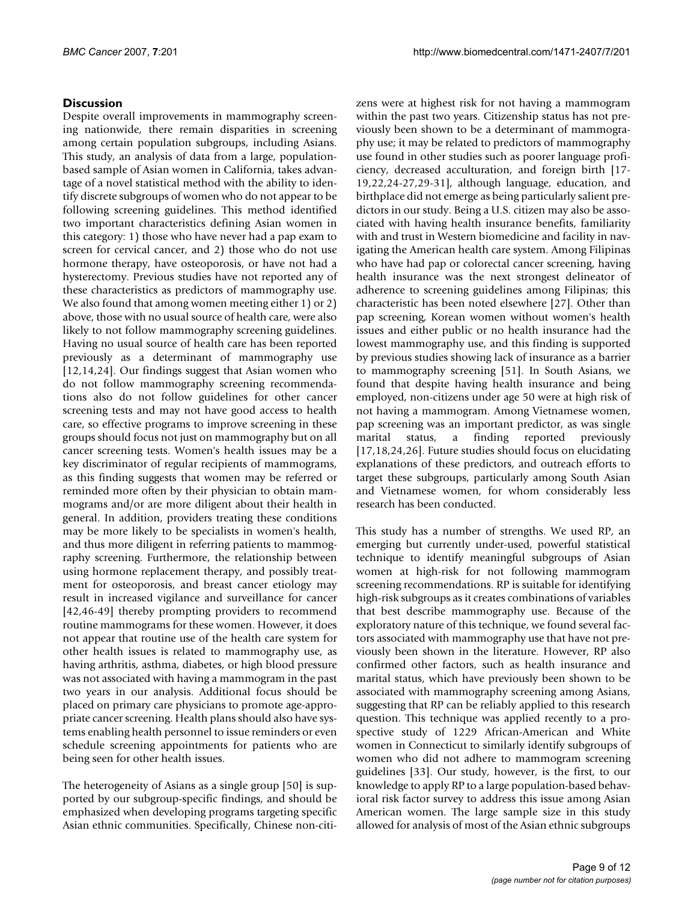## Discussion

Despite overall improvements in mammography screening nationwide, there remain disparities in screening among certain population subgroups, including Asians. This study, an analysis of data from a large, population-based sample of Asian women in California, takes advantage of a novel statistical method with the ability to identify discrete subgroups of women who do not appear to be following screening guidelines. This method identified two important characteristics defining Asian women in this category: 1) those who have never had a pap exam to screen for cervical cancer, and 2) those who do not use hormone therapy, have osteoporosis, or have not had a hysterectomy. Previous studies have not reported any of these characteristics as predictors of mammography use. We also found that among women meeting either 1) or 2) above, those with no usual source of health care, were also likely to not follow mammography screening guidelines. Having no usual source of health care has been reported previously as a determinant of mammography use [12,14,24]. Our findings suggest that Asian women who do not follow mammography screening recommendations also do not follow guidelines for other cancer screening tests and may not have good access to health care, so effective programs to improve screening in these groups should focus not just on mammography but on all cancer screening tests. Women's health issues may be a key discriminator of regular recipients of mammograms, as this finding suggests that women may be referred or reminded more often by their physician to obtain mammograms and/or are more diligent about their health in general. In addition, providers treating these conditions may be more likely to be specialists in women's health, and thus more diligent in referring patients to mammography screening. Furthermore, the relationship between using hormone replacement therapy, and possibly treatment for osteoporosis, and breast cancer etiology may result in increased vigilance and surveillance for cancer [42,46-49] thereby prompting providers to recommend routine mammograms for these women. However, it does not appear that routine use of the health care system for other health issues is related to mammography use, as having arthritis, asthma, diabetes, or high blood pressure was not associated with having a mammogram in the past two years in our analysis. Additional focus should be placed on primary care physicians to promote age-appropriate cancer screening. Health plans should also have systems enabling health personnel to issue reminders or even schedule screening appointments for patients who are being seen for other health issues.

The heterogeneity of Asians as a single group [50] is supported by our subgroup-specific findings, and should be emphasized when developing programs targeting specific Asian ethnic communities. Specifically, Chinese non-citizens were at highest risk for not having a mammogram within the past two years. Citizenship status has not previously been shown to be a determinant of mammography use; it may be related to predictors of mammography use found in other studies such as poorer language proficiency, decreased acculturation, and foreign birth [17-19,22,24-27,29-31], although language, education, and birthplace did not emerge as being particularly salient predictors in our study. Being a U.S. citizen may also be associated with having health insurance benefits, familiarity with and trust in Western biomedicine and facility in navigating the American health care system. Among Filipinas who have had pap or colorectal cancer screening, having health insurance was the next strongest delineator of adherence to screening guidelines among Filipinas; this characteristic has been noted elsewhere [27]. Other than pap screening, Korean women without women's health issues and either public or no health insurance had the lowest mammography use, and this finding is supported by previous studies showing lack of insurance as a barrier to mammography screening [51]. In South Asians, we found that despite having health insurance and being employed, non-citizens under age 50 were at high risk of not having a mammogram. Among Vietnamese women, pap screening was an important predictor, as was single marital status, a finding reported previously [17,18,24,26]. Future studies should focus on elucidating explanations of these predictors, and outreach efforts to target these subgroups, particularly among South Asian and Vietnamese women, for whom considerably less research has been conducted.

This study has a number of strengths. We used RP, an emerging but currently under-used, powerful statistical technique to identify meaningful subgroups of Asian women at high-risk for not following mammogram screening recommendations. RP is suitable for identifying high-risk subgroups as it creates combinations of variables that best describe mammography use. Because of the exploratory nature of this technique, we found several factors associated with mammography use that have not previously been shown in the literature. However, RP also confirmed other factors, such as health insurance and marital status, which have previously been shown to be associated with mammography screening among Asians, suggesting that RP can be reliably applied to this research question. This technique was applied recently to a prospective study of 1229 African-American and White women in Connecticut to similarly identify subgroups of women who did not adhere to mammogram screening guidelines [33]. Our study, however, is the first, to our knowledge to apply RP to a large population-based behavioral risk factor survey to address this issue among Asian American women. The large sample size in this study allowed for analysis of most of the Asian ethnic subgroups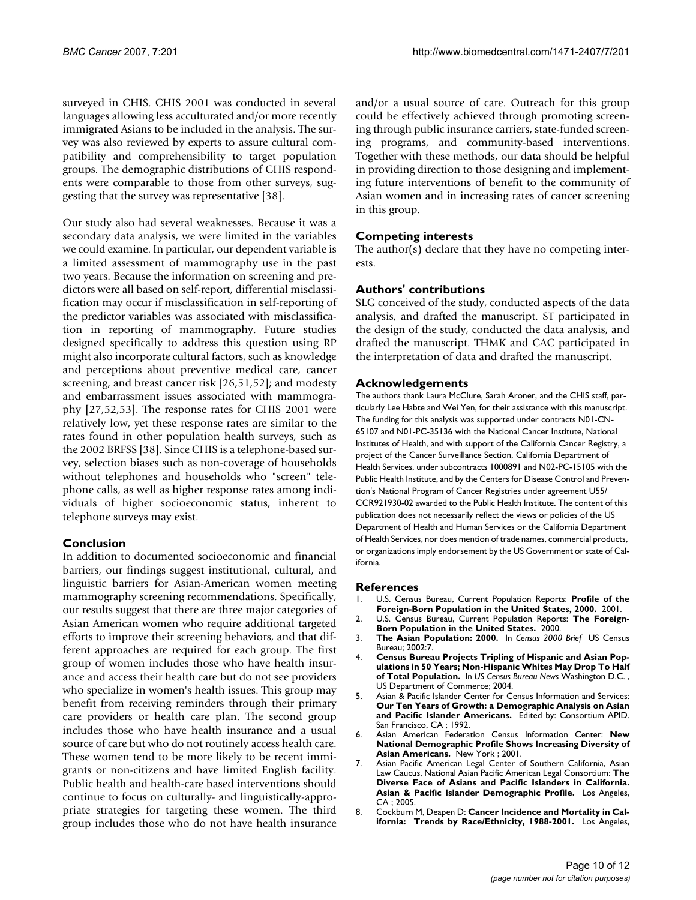surveyed in CHIS. CHIS 2001 was conducted in several languages allowing less acculturated and/or more recently immigrated Asians to be included in the analysis. The survey was also reviewed by experts to assure cultural compatibility and comprehensibility to target population groups. The demographic distributions of CHIS respondents were comparable to those from other surveys, suggesting that the survey was representative [38].

Our study also had several weaknesses. Because it was a secondary data analysis, we were limited in the variables we could examine. In particular, our dependent variable is a limited assessment of mammography use in the past two years. Because the information on screening and predictors were all based on self-report, differential misclassification may occur if misclassification in self-reporting of the predictor variables was associated with misclassification in reporting of mammography. Future studies designed specifically to address this question using RP might also incorporate cultural factors, such as knowledge and perceptions about preventive medical care, cancer screening, and breast cancer risk [26,51,52]; and modesty and embarrassment issues associated with mammography [27,52,53]. The response rates for CHIS 2001 were relatively low, yet these response rates are similar to the rates found in other population health surveys, such as the 2002 BRFSS [38]. Since CHIS is a telephone-based survey, selection biases such as non-coverage of households without telephones and households who "screen" telephone calls, as well as higher response rates among individuals of higher socioeconomic status, inherent to telephone surveys may exist.

## Conclusion

In addition to documented socioeconomic and financial barriers, our findings suggest institutional, cultural, and linguistic barriers for Asian-American women meeting mammography screening recommendations. Specifically, our results suggest that there are three major categories of Asian American women who require additional targeted efforts to improve their screening behaviors, and that different approaches are required for each group. The first group of women includes those who have health insurance and access their health care but do not see providers who specialize in women's health issues. This group may benefit from receiving reminders through their primary care providers or health care plan. The second group includes those who have health insurance and a usual source of care but who do not routinely access health care. These women tend to be more likely to be recent immigrants or non-citizens and have limited English facility. Public health and health-care based interventions should continue to focus on culturally- and linguistically-appropriate strategies for targeting these women. The third group includes those who do not have health insurance and/or a usual source of care. Outreach for this group could be effectively achieved through promoting screening through public insurance carriers, state-funded screening programs, and community-based interventions. Together with these methods, our data should be helpful in providing direction to those designing and implementing future interventions of benefit to the community of Asian women and in increasing rates of cancer screening in this group.

## Competing interests

The author(s) declare that they have no competing interests.

## Authors' contributions

SLG conceived of the study, conducted aspects of the data analysis, and drafted the manuscript. ST participated in the design of the study, conducted the data analysis, and drafted the manuscript. THMK and CAC participated in the interpretation of data and drafted the manuscript.

## Acknowledgements

The authors thank Laura McClure, Sarah Aroner, and the CHIS staff, particularly Lee Habte and Wei Yen, for their assistance with this manuscript. The funding for this analysis was supported under contracts N01-CN-65107 and N01-PC-35136 with the National Cancer Institute, National Institutes of Health, and with support of the California Cancer Registry, a project of the Cancer Surveillance Section, California Department of Health Services, under subcontracts 1000891 and N02-PC-15105 with the Public Health Institute, and by the Centers for Disease Control and Prevention's National Program of Cancer Registries under agreement U55/CCR921930-02 awarded to the Public Health Institute. The content of this publication does not necessarily reflect the views or policies of the US Department of Health and Human Services or the California Department of Health Services, nor does mention of trade names, commercial products, or organizations imply endorsement by the US Government or state of California.

## References

1. U.S. Census Bureau, Current Population Reports: **Profile of the Foreign-Born Population in the United States, 2000.** 2001.
2. U.S. Census Bureau, Current Population Reports: **The Foreign-Born Population in the United States.** 2000.
3. **The Asian Population: 2000.** In *Census 2000 Brief* US Census Bureau; 2002:7.
4. **Census Bureau Projects Tripling of Hispanic and Asian Populations in 50 Years; Non-Hispanic Whites May Drop To Half of Total Population.** In *US Census Bureau News* Washington D.C. , US Department of Commerce; 2004.
5. Asian & Pacific Islander Center for Census Information and Services: **Our Ten Years of Growth: a Demographic Analysis on Asian and Pacific Islander Americans.** Edited by: Consortium APID. San Francisco, CA ; 1992.
6. Asian American Federation Census Information Center: **New National Demographic Profile Shows Increasing Diversity of Asian Americans.** New York ; 2001.
7. Asian Pacific American Legal Center of Southern California, Asian Law Caucus, National Asian Pacific American Legal Consortium: **The Diverse Face of Asians and Pacific Islanders in California. Asian & Pacific Islander Demographic Profile.** Los Angeles, CA ; 2005.
8. Cockburn M, Deapen D: **Cancer Incidence and Mortality in California: Trends by Race/Ethnicity, 1988-2001.** Los Angeles,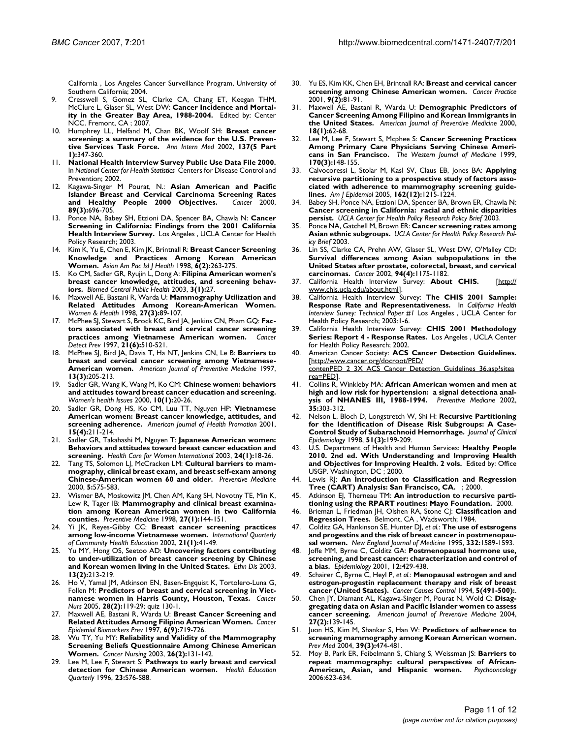California , Los Angeles Cancer Surveillance Program, University of Southern California; 2004.

9. Cresswell S, Gomez SL, Clarke CA, Chang ET, Keegan THM, McClure L, Glaser SL, West DW: **Cancer Incidence and Mortality in the Greater Bay Area, 1988-2004.** Edited by: Center NCC. Fremont, CA ; 2007.
10. Humphrey LL, Helfand M, Chan BK, Woolf SH: **Breast cancer screening: a summary of the evidence for the U.S. Preventive Services Task Force.** *Ann Intern Med* 2002, **137(5 Part 1):**347-360.
11. **National Health Interview Survey Public Use Data File 2000.** In *National Center for Health Statistics* Centers for Disease Control and Prevention; 2002.
12. Kagawa-Singer M Pourat, N.: **Asian American and Pacific Islander Breast and Cervical Carcinoma Screening Rates and Healthy People 2000 Objectives.** *Cancer* 2000, **89(3):**696-705.
13. Ponce NA, Babey SH, Etzioni DA, Spencer BA, Chawla N: **Cancer Screening in California: Findings from the 2001 California Health Interview Survey.** Los Angeles , UCLA Center for Health Policy Research; 2003.
14. Kim K, Yu E, Chen E, Kim JK, Brintnall R: **Breast Cancer Screening Knowledge and Practices Among Korean American Women.** *Asian Am Pac Isl J Health* 1998, **6(2):**263-275.
15. Ko CM, Sadler GR, Ryujin L, Dong A: **Filipina American women's breast cancer knowledge, attitudes, and screening behaviors.** *Biomed Central Public Health* 2003, **3(1):**27.
16. Maxwell AE, Bastani R, Warda U: **Mammography Utilization and Related Attitudes Among Korean-American Women.** *Women & Health* 1998, **27(3):**89-107.
17. McPhee SJ, Stewart S, Brock KC, Bird JA, Jenkins CN, Pham GQ: **Factors associated with breast and cervical cancer screening practices among Vietnamese American women.** *Cancer Detect Prev* 1997, **21(6):**510-521.
18. McPhee SJ, Bird JA, Davis T, Ha NT, Jenkins CN, Le B: **Barriers to breast and cervical cancer screening among Vietnamese-American women.** *American Journal of Preventive Medicine* 1997, **13(3):**205-213.
19. Sadler GR, Wang K, Wang M, Ko CM: **Chinese women: behaviors and attitudes toward breast cancer education and screening.** *Women's health Issues* 2000, **10(1):**20-26.
20. Sadler GR, Dong HS, Ko CM, Luu TT, Nguyen HP: **Vietnamese American women: Breast cancer knowledge, attitudes, and screening adherence.** *American Journal of Health Promotion* 2001, **15(4):**211-214.
21. Sadler GR, Takahashi M, Nguyen T: **Japanese American women: Behaviors and attitudes toward breast cancer education and screening.** *Health Care for Women International* 2003, **24(1):**18-26.
22. Tang TS, Solomon LJ, McCracken LM: **Cultural barriers to mammography, clinical breast exam, and breast self-exam among Chinese-American women 60 and older.** *Preventive Medicine* 2000, **5:**575-583.
23. Wismer BA, Moskowitz JM, Chen AM, Kang SH, Novotny TE, Min K, Lew R, Tager IB: **Mammography and clinical breast examination among Korean American women in two California counties.** *Preventive Medicine* 1998, **27(1):**144-151.
24. Yi JK, Reyes-Gibby CC: **Breast cancer screening practices among low-income Vietnamese women.** *International Quarterly of Community Health Education* 2002, **21(1):**41-49.
25. Yu MY, Hong OS, Seetoo AD: **Uncovering factors contributing to under-utilization of breast cancer screening by Chinese and Korean women living in the United States.** *Ethn Dis* 2003, **13(2):**213-219.
26. Ho V, Yamal JM, Atkinson EN, Basen-Engquist K, Tortolero-Luna G, Follen M: **Predictors of breast and cervical screening in Vietnamese women in Harris County, Houston, Texas.** *Cancer Nurs* 2005, **28(2):**119-29; quiz 130-1.
27. Maxwell AE, Bastani R, Warda U: **Breast Cancer Screening and Related Attitudes Among Filipino American Women.** *Cancer Epidemiol Biomarkers Prev* 1997, **6(9):**719-726.
28. Wu TY, Yu MY: **Reliability and Validity of the Mammography Screening Beliefs Questionnaire Among Chinese American Women.** *Cancer Nursing* 2003, **26(2):**131-142.
29. Lee M, Lee F, Stewart S: **Pathways to early breast and cervical detection for Chinese American women.** *Health Education Quarterly* 1996, **23:**S76-S88.
30. Yu ES, Kim KK, Chen EH, Brintnall RA: **Breast and cervical cancer screening among Chinese American women.** *Cancer Practice* 2001, **9(2):**81-91.
31. Maxwell AE, Bastani R, Warda U: **Demographic Predictors of Cancer Screening Among Filipino and Korean Immigrants in the United States.** *American Journal of Preventive Medicine* 2000, **18(1):**62-68.
32. Lee M, Lee F, Stewart S, Mcphee S: **Cancer Screening Practices Among Primary Care Physicians Serving Chinese Americans in San Francisco.** *The Western Journal of Medicine* 1999, **170(3):**148-155.
33. Calvocoressi L, Stolar M, Kasl SV, Claus EB, Jones BA: **Applying recursive partitioning to a prospective study of factors associated with adherence to mammography screening guidelines.** *Am J Epidemiol* 2005, **162(12):**1215-1224.
34. Babey SH, Ponce NA, Etzioni DA, Spencer BA, Brown ER, Chawla N: **Cancer screening in California: racial and ethnic disparities persist.** *UCLA Center for Health Policy Research Policy Brief* 2003.
35. Ponce NA, Gatchell M, Brown ER: **Cancer screening rates among Asian ethnic subgroups.** *UCLA Center for Health Policy Research Policy Brief* 2003.
36. Lin SS, Clarke CA, Prehn AW, Glaser SL, West DW, O'Malley CD: **Survival differences among Asian subpopulations in the United States after prostate, colorectal, breast, and cervical carcinomas.** *Cancer* 2002, **94(4):**1175-1182.
37. California Health Interview Survey: **About CHIS.** [http://www.chis.ucla.edu/about.html].
38. California Health Interview Survey: **The CHIS 2001 Sample: Response Rate and Representativeness.** In *California Health Interview Survey: Technical Paper #1* Los Angeles , UCLA Center for Health Policy Research; 2003:1-6.
39. California Health Interview Survey: **CHIS 2001 Methodology Series: Report 4 - Response Rates.** Los Angeles , UCLA Center for Health Policy Research; 2002.
40. American Cancer Society: **ACS Cancer Detection Guidelines.** [http://www.cancer.org/docroot/PED/contenPED_2_3X_ACS_Cancer_Detection_Guidelines_36.asp?sitearea=PED].
41. Collins R, Winkleby MA: **African American women and men at high and low risk for hypertension: a signal detectiona analysis of NHANES III, 1988-1994.** *Preventive Medicine* 2002, **35:**303-312.
42. Nelson L, Bloch D, Longstretch W, Shi H: **Recursive Partitioning for the Identification of Disease Risk Subgroups: A Case-Control Study of Subarachnoid Hemorrhage.** *Journal of Clinical Epidemiology* 1998, **51(3):**199-209.
43. U.S. Department of Health and Human Services: **Healthy People 2010. 2nd ed. With Understanding and Improving Health and Objectives for Improving Health. 2 vols.** Edited by: Office USGP. Washington, DC ; 2000.
44. Lewis RJ: **An Introduction to Classification and Regression Tree (CART) Analysis: San Francisco, CA.** ; 2000.
45. Atkinson EJ, Therneau TM: **An introduction to recursive partitioning using the RPART routines: Mayo Foundation.** 2000.
46. Brieman L, Friedman JH, Olshen RA, Stone CJ: **Classification and Regression Trees.** Belmont, CA , Wadsworth; 1984.
47. Colditz GA, Hankinson SE, Hunter DJ, *et al.*: **The use of estsrogens and progestins and the risk of breast cancer in postmenopausal women.** *New England Journal of Medicine* 1995, **332:**1589-1593.
48. Joffe MM, Byrne C, Colditz GA: **Postmenopausal hormone use, screening, and breast cancer: characterization and control of a bias.** *Epidemiology* 2001, **12:**429-438.
49. Schairer C, Byrne C, Heyl P, *et al.*: **Menopausal estrogen and estrogen-progestin replacement therapy and risk of breast cancer (United States).** *Cancer Causes Control* 1994, **5(491-500):**.
50. Chen JY, Diamant AL, Kagawa-Singer M, Pourat N, Wold C: **Disaggregating data on Asian and Pacific Islander women to assess cancer screening.** *American Journal of Preventive Medicine* 2004, **27(2):**139-145.
51. Juon HS, Kim M, Shankar S, Han W: **Predictors of adherence to screening mammography among Korean American women.** *Prev Med* 2004, **39(3):**474-481.
52. Moy B, Park ER, Feibelmann S, Chiang S, Weissman JS: **Barriers to repeat mammography: cultural perspectives of African-American, Asian, and Hispanic women.** *Psychooncology* 2006:623-634.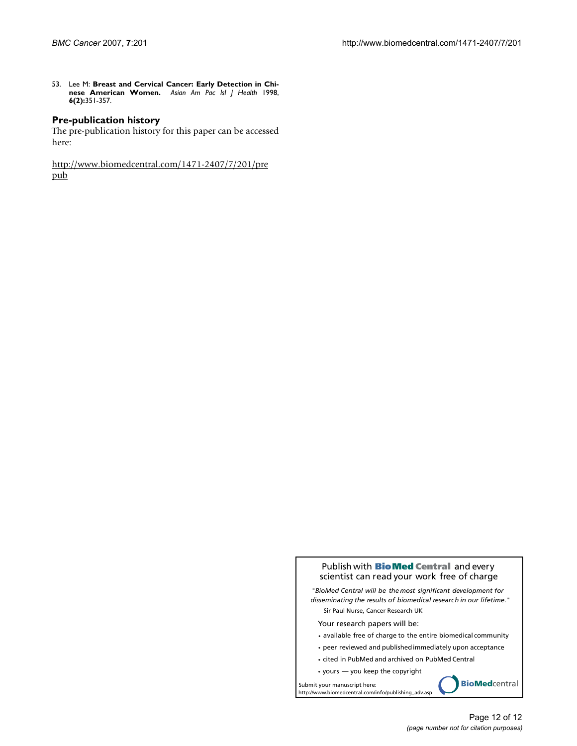53. Lee M: **Breast and Cervical Cancer: Early Detection in Chinese American Women.** *Asian Am Pac Isl J Health* 1998, **6(2):**351-357.

## Pre-publication history

The pre-publication history for this paper can be accessed here:

http://www.biomedcentral.com/1471-2407/7/201/prepub

Publish with **BioMed Central** and every scientist can read your work free of charge

*"BioMed Central will be the most significant development for disseminating the results of biomedical research in our lifetime."*

Sir Paul Nurse, Cancer Research UK

Your research papers will be:

- available free of charge to the entire biomedical community
- peer reviewed and published immediately upon acceptance
- cited in PubMed and archived on PubMed Central
- yours — you keep the copyright

Submit your manuscript here:
http://www.biomedcentral.com/info/publishing_adv.asp

**BioMed**central